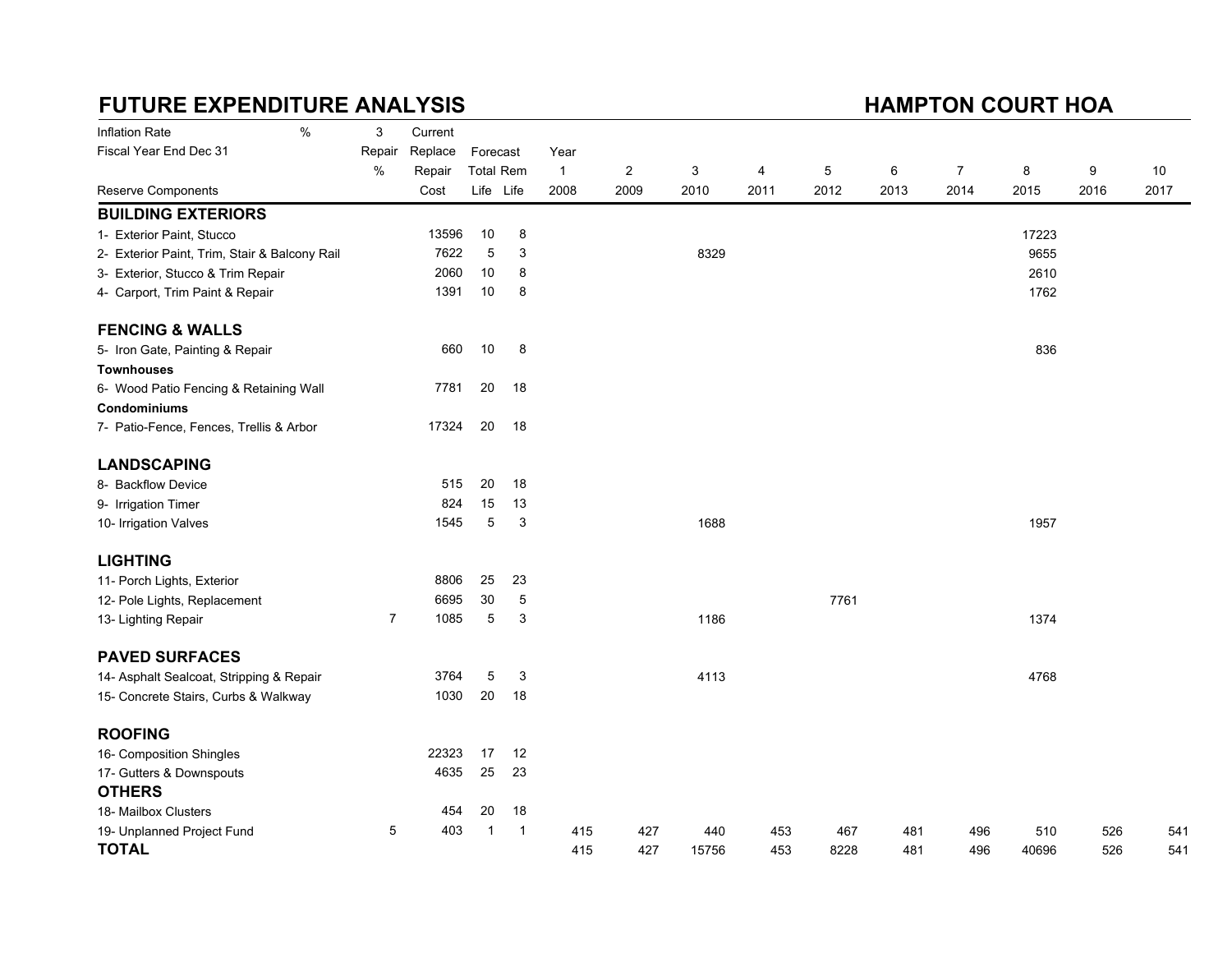# FUTURE EXPENDITURE ANALYSIS

## HAMPTON COURT HOA

| Inflation Rate % | 3 | Current | | | | | | | | | | | | | |
|---|---|---|---|---|---|---|---|---|---|---|---|---|---|---|---|
| Fiscal Year End Dec 31 | Repair | Replace | Forecast | | Year | | | | | | | | | | |
| | % | Repair | Total | Rem | 1 | 2 | 3 | 4 | 5 | 6 | 7 | 8 | 9 | 10 |
| Reserve Components | | Cost | Life | Life | 2008 | 2009 | 2010 | 2011 | 2012 | 2013 | 2014 | 2015 | 2016 | 2017 |
| **BUILDING EXTERIORS** | | | | | | | | | | | | | | |
| 1- Exterior Paint, Stucco | | 13596 | 10 | 8 | | | | | | | | 17223 | | |
| 2- Exterior Paint, Trim, Stair & Balcony Rail | | 7622 | 5 | 3 | | | 8329 | | | | | 9655 | | |
| 3- Exterior, Stucco & Trim Repair | | 2060 | 10 | 8 | | | | | | | | 2610 | | |
| 4- Carport, Trim Paint & Repair | | 1391 | 10 | 8 | | | | | | | | 1762 | | |
| **FENCING & WALLS** | | | | | | | | | | | | | | |
| 5- Iron Gate, Painting & Repair | | 660 | 10 | 8 | | | | | | | | 836 | | |
| **Townhouses** | | | | | | | | | | | | | | |
| 6- Wood Patio Fencing & Retaining Wall | | 7781 | 20 | 18 | | | | | | | | | | |
| **Condominiums** | | | | | | | | | | | | | | |
| 7- Patio-Fence, Fences, Trellis & Arbor | | 17324 | 20 | 18 | | | | | | | | | | |
| **LANDSCAPING** | | | | | | | | | | | | | | |
| 8- Backflow Device | | 515 | 20 | 18 | | | | | | | | | | |
| 9- Irrigation Timer | | 824 | 15 | 13 | | | | | | | | | | |
| 10- Irrigation Valves | | 1545 | 5 | 3 | | | 1688 | | | | | 1957 | | |
| **LIGHTING** | | | | | | | | | | | | | | |
| 11- Porch Lights, Exterior | | 8806 | 25 | 23 | | | | | | | | | | |
| 12- Pole Lights, Replacement | | 6695 | 30 | 5 | | | | | 7761 | | | | | |
| 13- Lighting Repair | 7 | 1085 | 5 | 3 | | | 1186 | | | | | 1374 | | |
| **PAVED SURFACES** | | | | | | | | | | | | | | |
| 14- Asphalt Sealcoat, Stripping & Repair | | 3764 | 5 | 3 | | | 4113 | | | | | 4768 | | |
| 15- Concrete Stairs, Curbs & Walkway | | 1030 | 20 | 18 | | | | | | | | | | |
| **ROOFING** | | | | | | | | | | | | | | |
| 16- Composition Shingles | | 22323 | 17 | 12 | | | | | | | | | | |
| 17- Gutters & Downspouts | | 4635 | 25 | 23 | | | | | | | | | | |
| **OTHERS** | | | | | | | | | | | | | | |
| 18- Mailbox Clusters | | 454 | 20 | 18 | | | | | | | | | | |
| 19- Unplanned Project Fund | 5 | 403 | 1 | 1 | 415 | 427 | 440 | 453 | 467 | 481 | 496 | 510 | 526 | 541 |
| **TOTAL** | | | | | 415 | 427 | 15756 | 453 | 8228 | 481 | 496 | 40696 | 526 | 541 |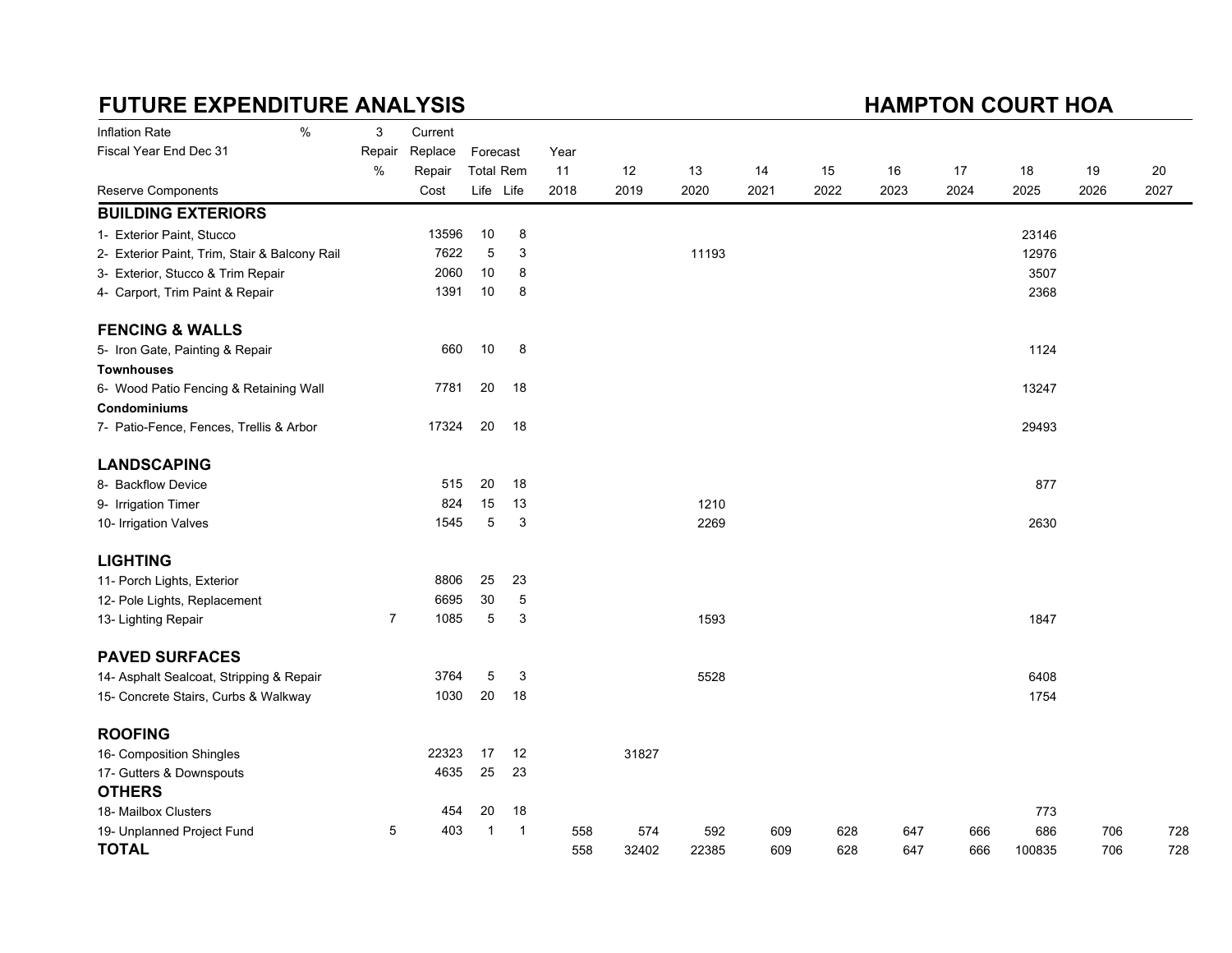# FUTURE EXPENDITURE ANALYSIS

## HAMPTON COURT HOA

| Inflation Rate % | 3 | Current | | | | | | | | | | | | | |
|---|---|---|---|---|---|---|---|---|---|---|---|---|---|---|---|
| Fiscal Year End Dec 31 | Repair | Replace | Forecast | | Year | | | | | | | | | | |
| | % | Repair | Total | Rem | 11 | 12 | 13 | 14 | 15 | 16 | 17 | 18 | 19 | 20 |
| Reserve Components | | Cost | Life | Life | 2018 | 2019 | 2020 | 2021 | 2022 | 2023 | 2024 | 2025 | 2026 | 2027 |
| **BUILDING EXTERIORS** | | | | | | | | | | | | | | |
| 1- Exterior Paint, Stucco | | 13596 | 10 | 8 | | | | | | | | 23146 | | |
| 2- Exterior Paint, Trim, Stair & Balcony Rail | | 7622 | 5 | 3 | | | 11193 | | | | | 12976 | | |
| 3- Exterior, Stucco & Trim Repair | | 2060 | 10 | 8 | | | | | | | | 3507 | | |
| 4- Carport, Trim Paint & Repair | | 1391 | 10 | 8 | | | | | | | | 2368 | | |
| **FENCING & WALLS** | | | | | | | | | | | | | | |
| 5- Iron Gate, Painting & Repair | | 660 | 10 | 8 | | | | | | | | 1124 | | |
| **Townhouses** | | | | | | | | | | | | | | |
| 6- Wood Patio Fencing & Retaining Wall | | 7781 | 20 | 18 | | | | | | | | 13247 | | |
| **Condominiums** | | | | | | | | | | | | | | |
| 7- Patio-Fence, Fences, Trellis & Arbor | | 17324 | 20 | 18 | | | | | | | | 29493 | | |
| **LANDSCAPING** | | | | | | | | | | | | | | |
| 8- Backflow Device | | 515 | 20 | 18 | | | | | | | | 877 | | |
| 9- Irrigation Timer | | 824 | 15 | 13 | | | 1210 | | | | | | | |
| 10- Irrigation Valves | | 1545 | 5 | 3 | | | 2269 | | | | | 2630 | | |
| **LIGHTING** | | | | | | | | | | | | | | |
| 11- Porch Lights, Exterior | | 8806 | 25 | 23 | | | | | | | | | | |
| 12- Pole Lights, Replacement | | 6695 | 30 | 5 | | | | | | | | | | |
| 13- Lighting Repair | 7 | 1085 | 5 | 3 | | | 1593 | | | | | 1847 | | |
| **PAVED SURFACES** | | | | | | | | | | | | | | |
| 14- Asphalt Sealcoat, Stripping & Repair | | 3764 | 5 | 3 | | | 5528 | | | | | 6408 | | |
| 15- Concrete Stairs, Curbs & Walkway | | 1030 | 20 | 18 | | | | | | | | 1754 | | |
| **ROOFING** | | | | | | | | | | | | | | |
| 16- Composition Shingles | | 22323 | 17 | 12 | | 31827 | | | | | | | | |
| 17- Gutters & Downspouts | | 4635 | 25 | 23 | | | | | | | | | | |
| **OTHERS** | | | | | | | | | | | | | | |
| 18- Mailbox Clusters | | 454 | 20 | 18 | | | | | | | | 773 | | |
| 19- Unplanned Project Fund | 5 | 403 | 1 | 1 | 558 | 574 | 592 | 609 | 628 | 647 | 666 | 686 | 706 | 728 |
| **TOTAL** | | | | | 558 | 32402 | 22385 | 609 | 628 | 647 | 666 | 100835 | 706 | 728 |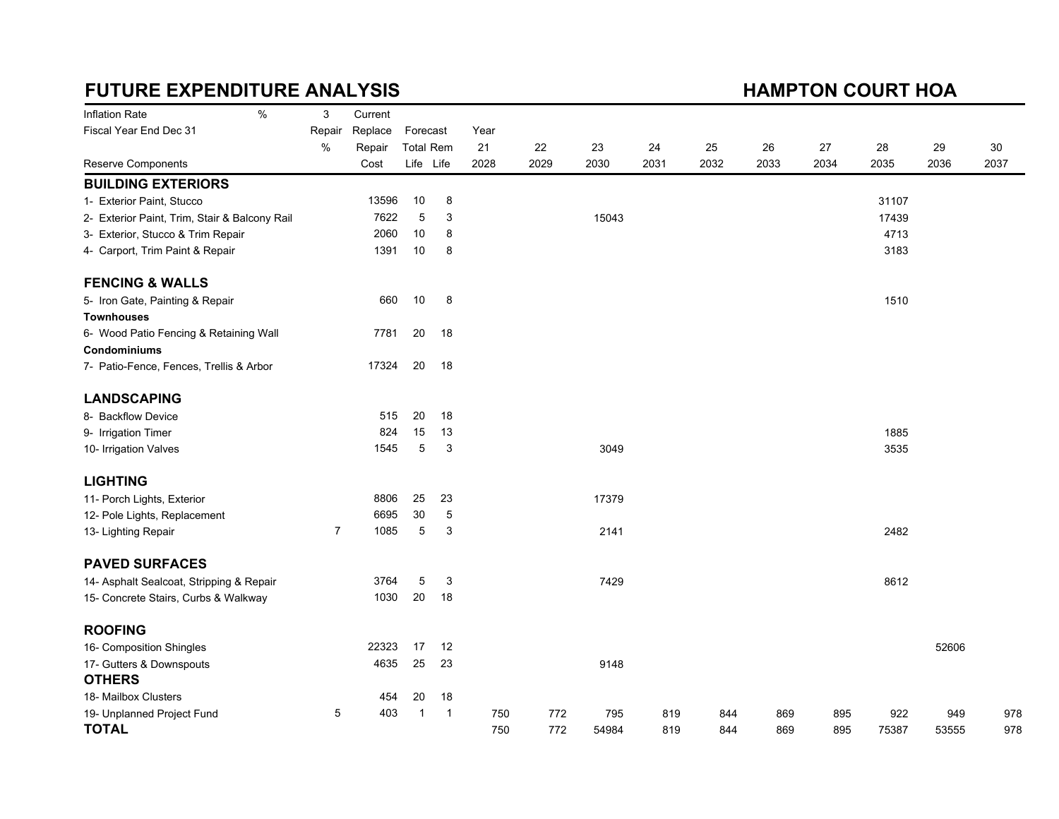## FUTURE EXPENDITURE ANALYSIS

## HAMPTON COURT HOA

| Inflation Rate % | 3 | Current | Forecast | | Year | | | | | | | | | |
|---|---|---|---|---|---|---|---|---|---|---|---|---|---|---|
| Fiscal Year End Dec 31 | Repair | Replace | Total | Rem | 21 | 22 | 23 | 24 | 25 | 26 | 27 | 28 | 29 | 30 |
| | % | Repair | Life | Life | 2028 | 2029 | 2030 | 2031 | 2032 | 2033 | 2034 | 2035 | 2036 | 2037 |
| Reserve Components | | Cost | | | | | | | | | | | | |
| **BUILDING EXTERIORS** | | | | | | | | | | | | | | |
| 1- Exterior Paint, Stucco | | 13596 | 10 | 8 | | | | | | | | 31107 | | |
| 2- Exterior Paint, Trim, Stair & Balcony Rail | | 7622 | 5 | 3 | | | 15043 | | | | | 17439 | | |
| 3- Exterior, Stucco & Trim Repair | | 2060 | 10 | 8 | | | | | | | | 4713 | | |
| 4- Carport, Trim Paint & Repair | | 1391 | 10 | 8 | | | | | | | | 3183 | | |
| **FENCING & WALLS** | | | | | | | | | | | | | | |
| 5- Iron Gate, Painting & Repair | | 660 | 10 | 8 | | | | | | | | 1510 | | |
| **Townhouses** | | | | | | | | | | | | | | |
| 6- Wood Patio Fencing & Retaining Wall | | 7781 | 20 | 18 | | | | | | | | | | |
| **Condominiums** | | | | | | | | | | | | | | |
| 7- Patio-Fence, Fences, Trellis & Arbor | | 17324 | 20 | 18 | | | | | | | | | | |
| **LANDSCAPING** | | | | | | | | | | | | | | |
| 8- Backflow Device | | 515 | 20 | 18 | | | | | | | | | | |
| 9- Irrigation Timer | | 824 | 15 | 13 | | | | | | | | 1885 | | |
| 10- Irrigation Valves | | 1545 | 5 | 3 | | | 3049 | | | | | 3535 | | |
| **LIGHTING** | | | | | | | | | | | | | | |
| 11- Porch Lights, Exterior | | 8806 | 25 | 23 | | | 17379 | | | | | | | |
| 12- Pole Lights, Replacement | | 6695 | 30 | 5 | | | | | | | | | | |
| 13- Lighting Repair | 7 | 1085 | 5 | 3 | | | 2141 | | | | | 2482 | | |
| **PAVED SURFACES** | | | | | | | | | | | | | | |
| 14- Asphalt Sealcoat, Stripping & Repair | | 3764 | 5 | 3 | | | 7429 | | | | | 8612 | | |
| 15- Concrete Stairs, Curbs & Walkway | | 1030 | 20 | 18 | | | | | | | | | | |
| **ROOFING** | | | | | | | | | | | | | | |
| 16- Composition Shingles | | 22323 | 17 | 12 | | | | | | | | | 52606 | |
| 17- Gutters & Downspouts | | 4635 | 25 | 23 | | | 9148 | | | | | | | |
| **OTHERS** | | | | | | | | | | | | | | |
| 18- Mailbox Clusters | | 454 | 20 | 18 | | | | | | | | | | |
| 19- Unplanned Project Fund | 5 | 403 | 1 | 1 | 750 | 772 | 795 | 819 | 844 | 869 | 895 | 922 | 949 | 978 |
| **TOTAL** | | | | | 750 | 772 | 54984 | 819 | 844 | 869 | 895 | 75387 | 53555 | 978 |